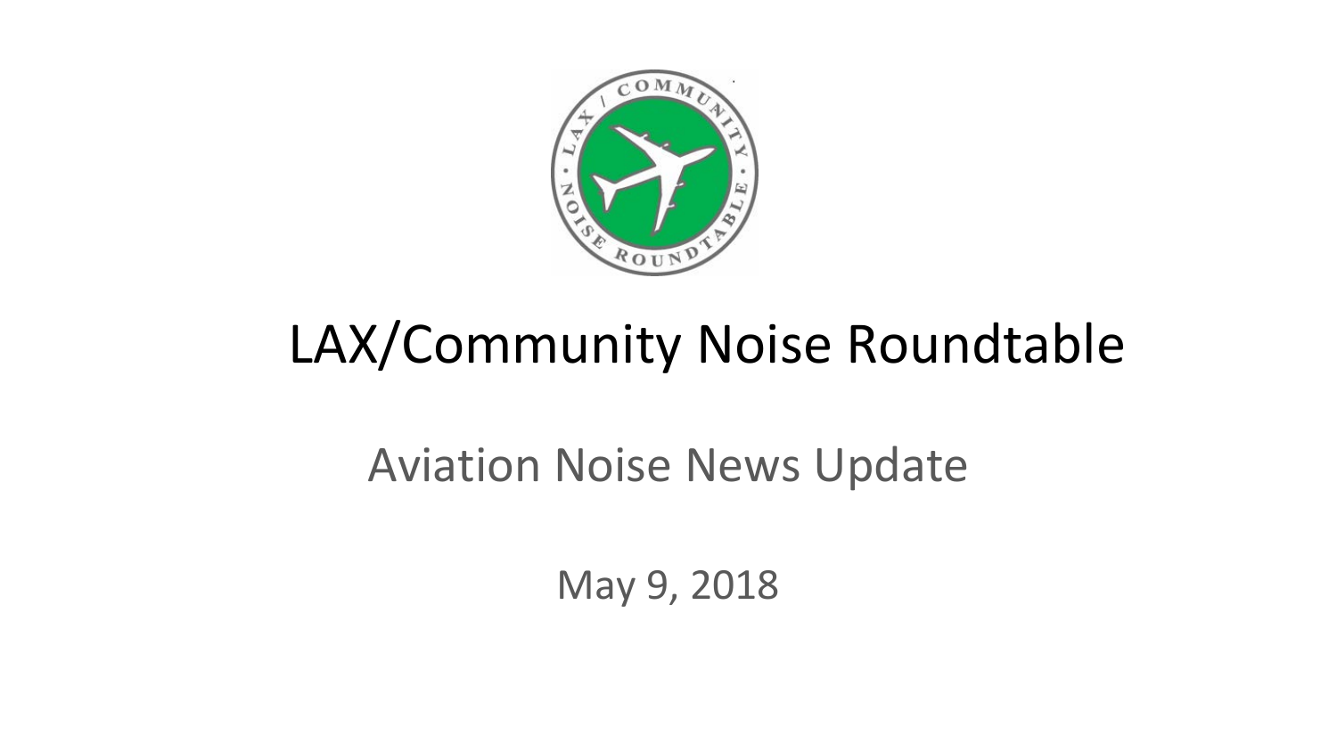# LAX/Community Noise Roundtable

## Aviation Noise News Update

May 9, 2018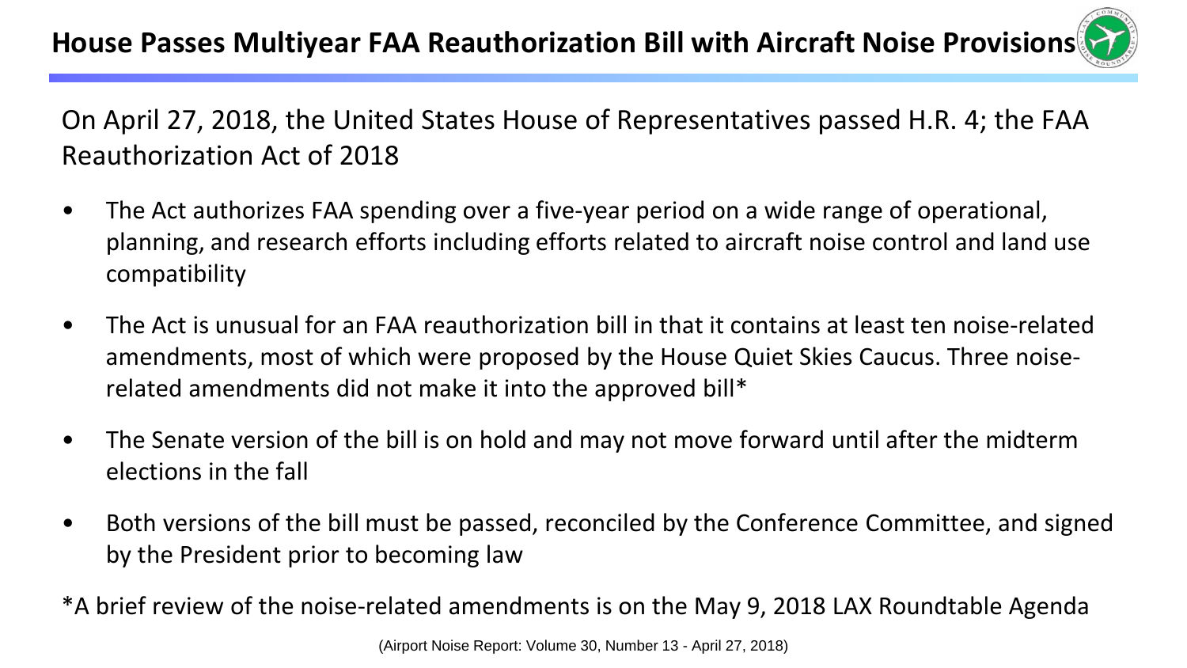# House Passes Multiyear FAA Reauthorization Bill with Aircraft Noise Provisions

On April 27, 2018, the United States House of Representatives passed H.R. 4; the FAA Reauthorization Act of 2018

- The Act authorizes FAA spending over a five-year period on a wide range of operational, planning, and research efforts including efforts related to aircraft noise control and land use compatibility
- The Act is unusual for an FAA reauthorization bill in that it contains at least ten noise-related amendments, most of which were proposed by the House Quiet Skies Caucus. Three noise-related amendments did not make it into the approved bill*
- The Senate version of the bill is on hold and may not move forward until after the midterm elections in the fall
- Both versions of the bill must be passed, reconciled by the Conference Committee, and signed by the President prior to becoming law

*A brief review of the noise-related amendments is on the May 9, 2018 LAX Roundtable Agenda

(Airport Noise Report: Volume 30, Number 13 - April 27, 2018)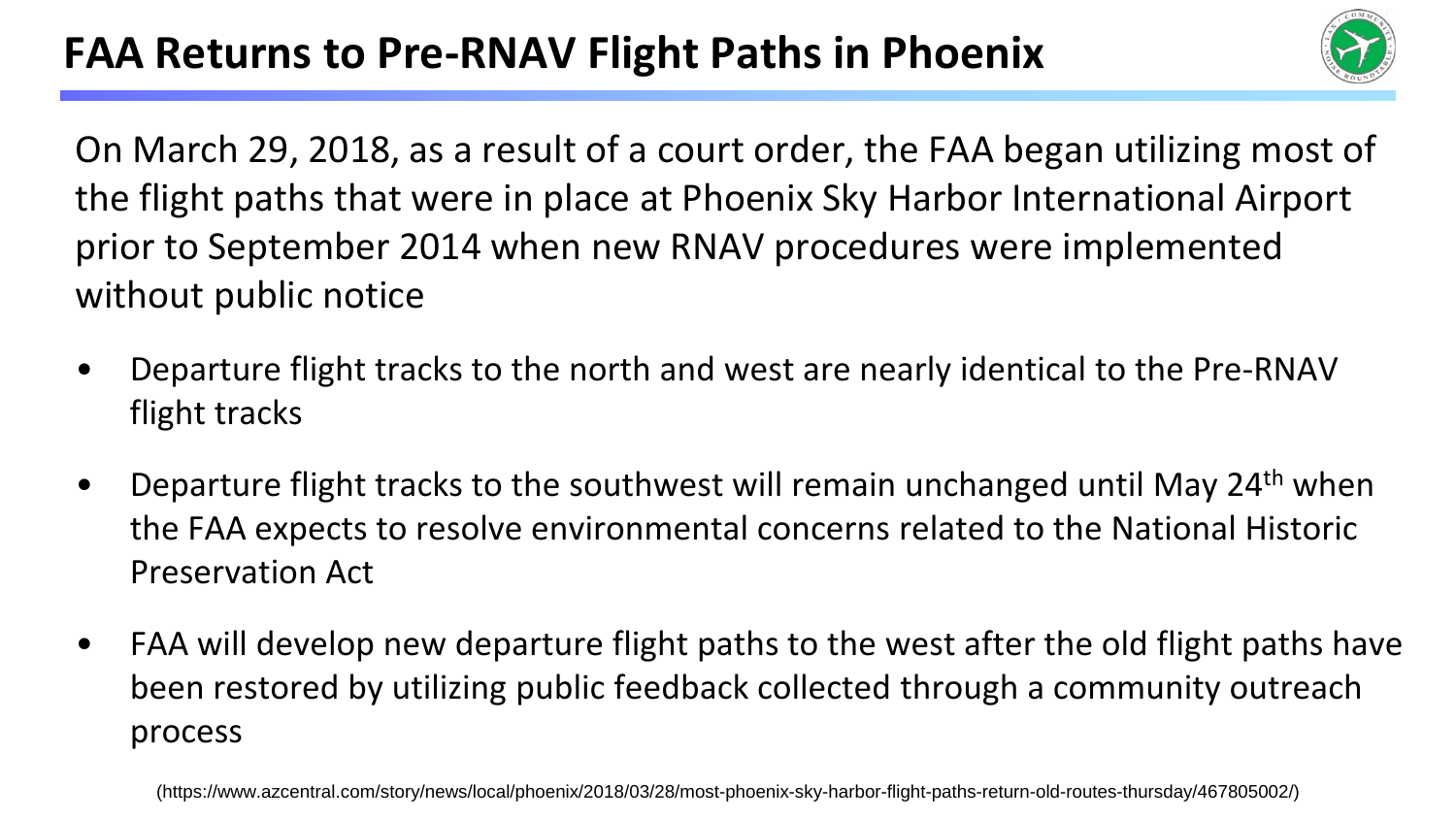# FAA Returns to Pre-RNAV Flight Paths in Phoenix

On March 29, 2018, as a result of a court order, the FAA began utilizing most of the flight paths that were in place at Phoenix Sky Harbor International Airport prior to September 2014 when new RNAV procedures were implemented without public notice

- Departure flight tracks to the north and west are nearly identical to the Pre-RNAV flight tracks
- Departure flight tracks to the southwest will remain unchanged until May 24th when the FAA expects to resolve environmental concerns related to the National Historic Preservation Act
- FAA will develop new departure flight paths to the west after the old flight paths have been restored by utilizing public feedback collected through a community outreach process

(https://www.azcentral.com/story/news/local/phoenix/2018/03/28/most-phoenix-sky-harbor-flight-paths-return-old-routes-thursday/467805002/)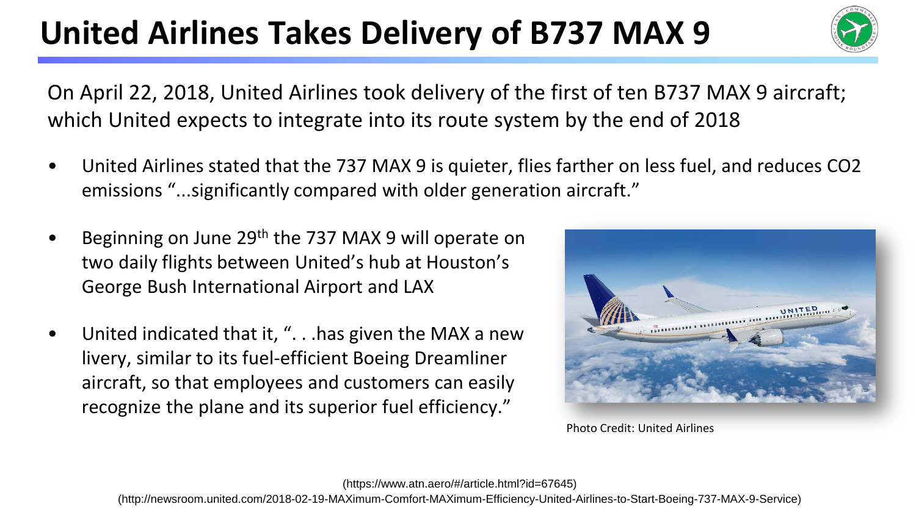# United Airlines Takes Delivery of B737 MAX 9

On April 22, 2018, United Airlines took delivery of the first of ten B737 MAX 9 aircraft; which United expects to integrate into its route system by the end of 2018

- United Airlines stated that the 737 MAX 9 is quieter, flies farther on less fuel, and reduces $CO_2$ emissions "...significantly compared with older generation aircraft."
- Beginning on June 29th the 737 MAX 9 will operate on two daily flights between United's hub at Houston's George Bush International Airport and LAX
- United indicated that it, ". . .has given the MAX a new livery, similar to its fuel-efficient Boeing Dreamliner aircraft, so that employees and customers can easily recognize the plane and its superior fuel efficiency."

Photo Credit: United Airlines

(https://www.atn.aero/#/article.html?id=67645)
(http://newsroom.united.com/2018-02-19-MAXimum-Comfort-MAXimum-Efficiency-United-Airlines-to-Start-Boeing-737-MAX-9-Service)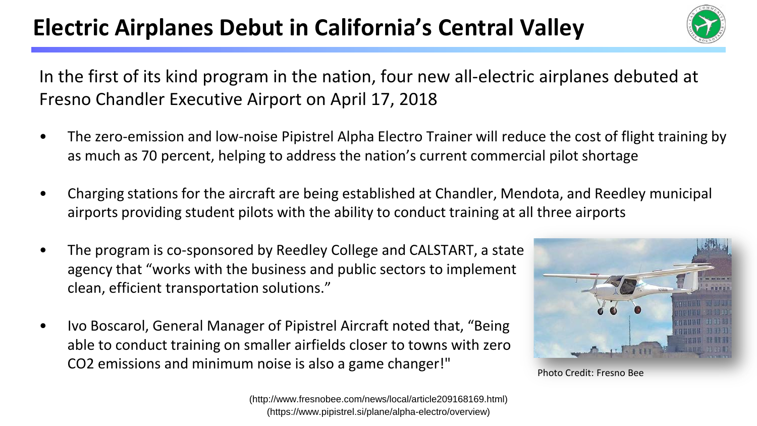# Electric Airplanes Debut in California's Central Valley

In the first of its kind program in the nation, four new all-electric airplanes debuted at Fresno Chandler Executive Airport on April 17, 2018

- The zero-emission and low-noise Pipistrel Alpha Electro Trainer will reduce the cost of flight training by as much as 70 percent, helping to address the nation's current commercial pilot shortage
- Charging stations for the aircraft are being established at Chandler, Mendota, and Reedley municipal airports providing student pilots with the ability to conduct training at all three airports
- The program is co-sponsored by Reedley College and CALSTART, a state agency that "works with the business and public sectors to implement clean, efficient transportation solutions."
- Ivo Boscarol, General Manager of Pipistrel Aircraft noted that, "Being able to conduct training on smaller airfields closer to towns with zero $CO_2$ emissions and minimum noise is also a game changer!"

Photo Credit: Fresno Bee

(http://www.fresnobee.com/news/local/article209168169.html)
(https://www.pipistrel.si/plane/alpha-electro/overview)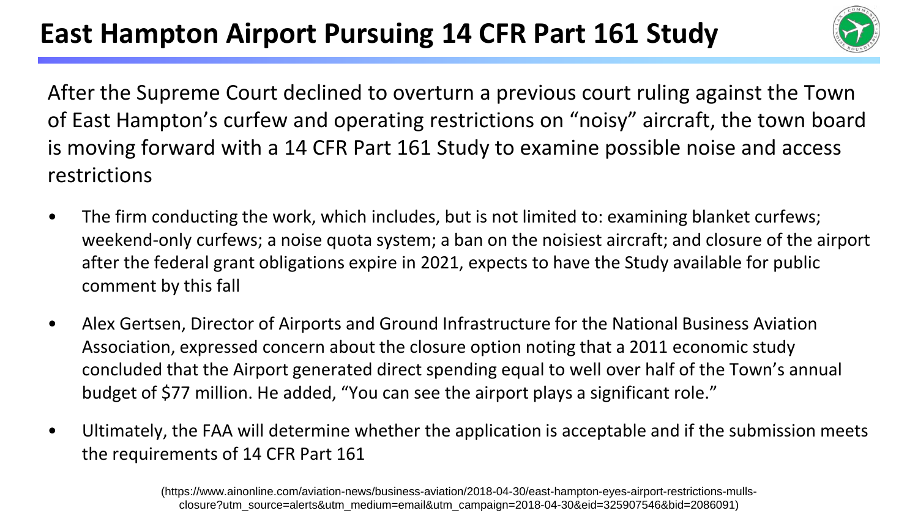# East Hampton Airport Pursuing 14 CFR Part 161 Study

After the Supreme Court declined to overturn a previous court ruling against the Town of East Hampton's curfew and operating restrictions on "noisy" aircraft, the town board is moving forward with a 14 CFR Part 161 Study to examine possible noise and access restrictions

- The firm conducting the work, which includes, but is not limited to: examining blanket curfews; weekend-only curfews; a noise quota system; a ban on the noisiest aircraft; and closure of the airport after the federal grant obligations expire in 2021, expects to have the Study available for public comment by this fall
- Alex Gertsen, Director of Airports and Ground Infrastructure for the National Business Aviation Association, expressed concern about the closure option noting that a 2011 economic study concluded that the Airport generated direct spending equal to well over half of the Town's annual budget of $77 million. He added, "You can see the airport plays a significant role."
- Ultimately, the FAA will determine whether the application is acceptable and if the submission meets the requirements of 14 CFR Part 161

(https://www.ainonline.com/aviation-news/business-aviation/2018-04-30/east-hampton-eyes-airport-restrictions-mulls-closure?utm_source=alerts&utm_medium=email&utm_campaign=2018-04-30&eid=325907546&bid=2086091)